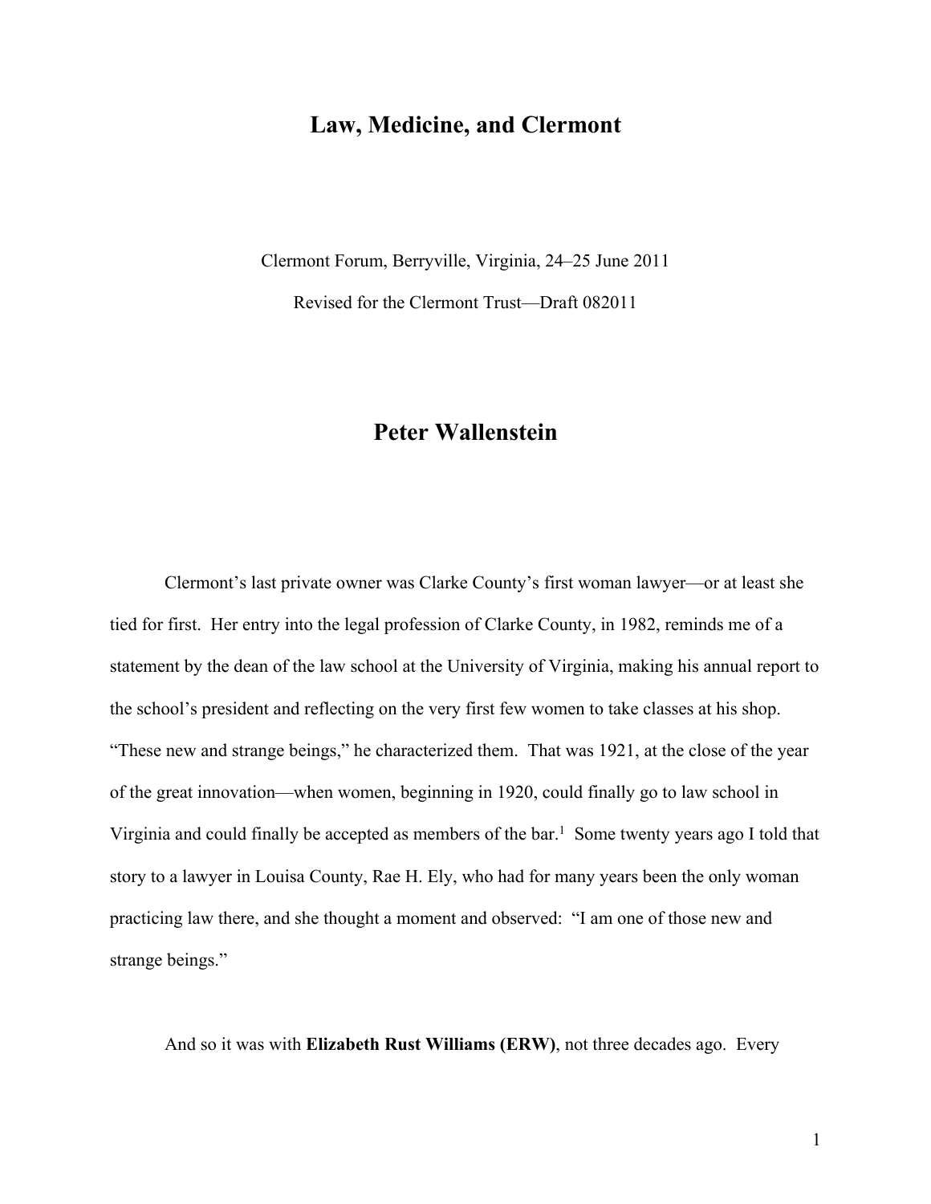# Law, Medicine, and Clermont

Clermont Forum, Berryville, Virginia, 24–25 June 2011

Revised for the Clermont Trust—Draft 082011

## Peter Wallenstein

Clermont's last private owner was Clarke County's first woman lawyer—or at least she tied for first. Her entry into the legal profession of Clarke County, in 1982, reminds me of a statement by the dean of the law school at the University of Virginia, making his annual report to the school's president and reflecting on the very first few women to take classes at his shop. "These new and strange beings," he characterized them. That was 1921, at the close of the year of the great innovation—when women, beginning in 1920, could finally go to law school in Virginia and could finally be accepted as members of the bar.[1] Some twenty years ago I told that story to a lawyer in Louisa County, Rae H. Ely, who had for many years been the only woman practicing law there, and she thought a moment and observed: "I am one of those new and strange beings."

And so it was with **Elizabeth Rust Williams (ERW)**, not three decades ago. Every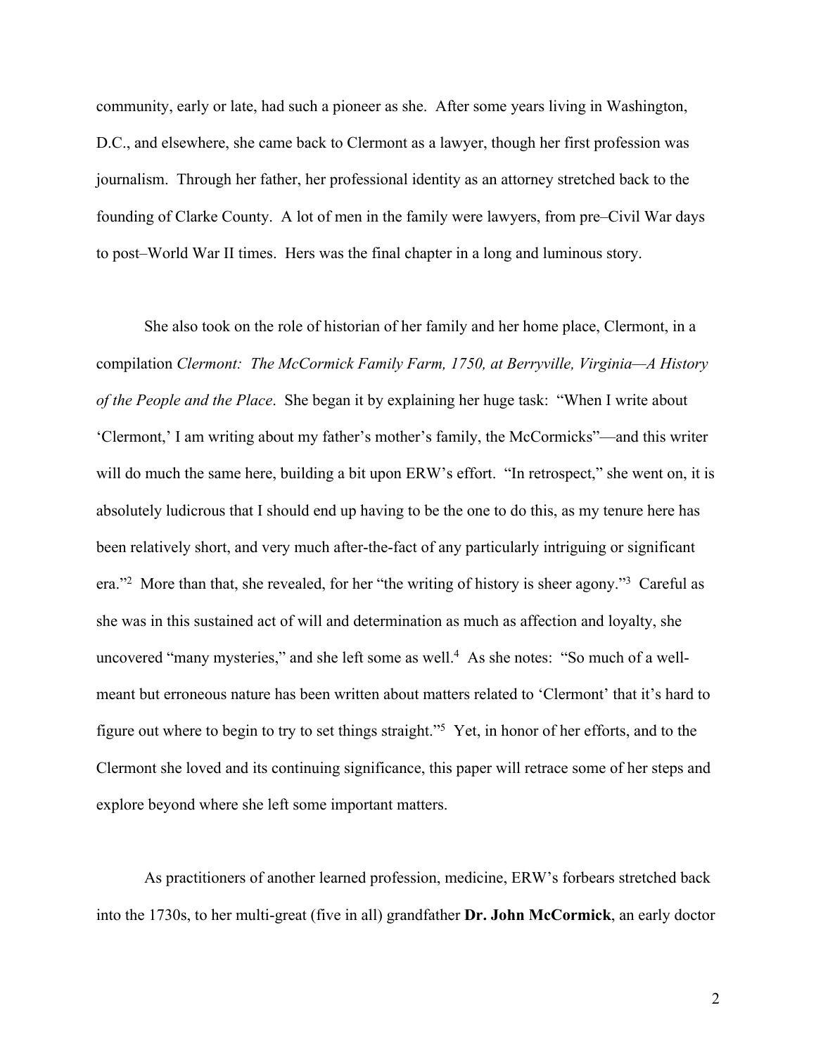community, early or late, had such a pioneer as she. After some years living in Washington, D.C., and elsewhere, she came back to Clermont as a lawyer, though her first profession was journalism. Through her father, her professional identity as an attorney stretched back to the founding of Clarke County. A lot of men in the family were lawyers, from pre–Civil War days to post–World War II times. Hers was the final chapter in a long and luminous story.

She also took on the role of historian of her family and her home place, Clermont, in a compilation *Clermont: The McCormick Family Farm, 1750, at Berryville, Virginia—A History of the People and the Place*. She began it by explaining her huge task: "When I write about 'Clermont,' I am writing about my father's mother's family, the McCormicks"—and this writer will do much the same here, building a bit upon ERW's effort. "In retrospect," she went on, it is absolutely ludicrous that I should end up having to be the one to do this, as my tenure here has been relatively short, and very much after-the-fact of any particularly intriguing or significant era."[2] More than that, she revealed, for her "the writing of history is sheer agony."[3] Careful as she was in this sustained act of will and determination as much as affection and loyalty, she uncovered "many mysteries," and she left some as well.[4] As she notes: "So much of a well-meant but erroneous nature has been written about matters related to 'Clermont' that it's hard to figure out where to begin to try to set things straight."[5] Yet, in honor of her efforts, and to the Clermont she loved and its continuing significance, this paper will retrace some of her steps and explore beyond where she left some important matters.

As practitioners of another learned profession, medicine, ERW's forbears stretched back into the 1730s, to her multi-great (five in all) grandfather **Dr. John McCormick**, an early doctor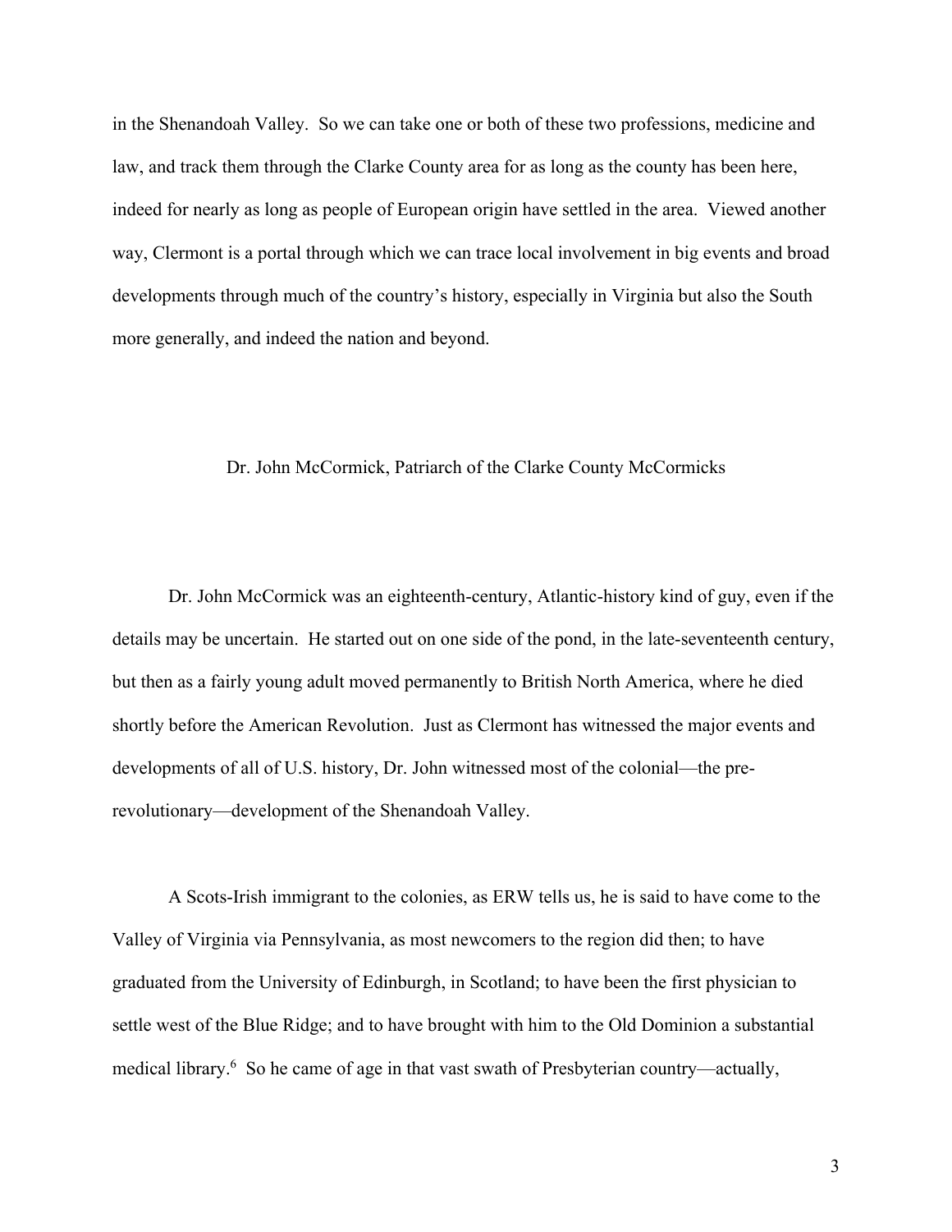in the Shenandoah Valley. So we can take one or both of these two professions, medicine and law, and track them through the Clarke County area for as long as the county has been here, indeed for nearly as long as people of European origin have settled in the area. Viewed another way, Clermont is a portal through which we can trace local involvement in big events and broad developments through much of the country's history, especially in Virginia but also the South more generally, and indeed the nation and beyond.

## Dr. John McCormick, Patriarch of the Clarke County McCormicks

Dr. John McCormick was an eighteenth-century, Atlantic-history kind of guy, even if the details may be uncertain. He started out on one side of the pond, in the late-seventeenth century, but then as a fairly young adult moved permanently to British North America, where he died shortly before the American Revolution. Just as Clermont has witnessed the major events and developments of all of U.S. history, Dr. John witnessed most of the colonial—the pre-revolutionary—development of the Shenandoah Valley.

A Scots-Irish immigrant to the colonies, as ERW tells us, he is said to have come to the Valley of Virginia via Pennsylvania, as most newcomers to the region did then; to have graduated from the University of Edinburgh, in Scotland; to have been the first physician to settle west of the Blue Ridge; and to have brought with him to the Old Dominion a substantial medical library.[6] So he came of age in that vast swath of Presbyterian country—actually,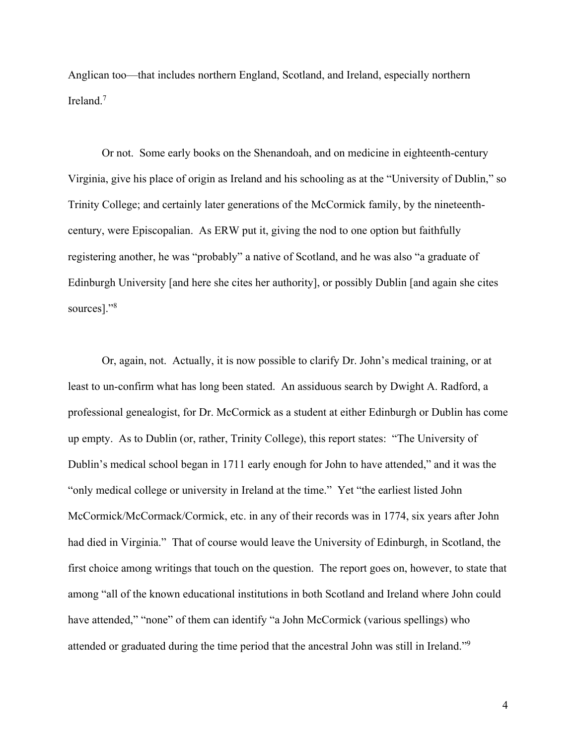Anglican too—that includes northern England, Scotland, and Ireland, especially northern Ireland.[7]

Or not. Some early books on the Shenandoah, and on medicine in eighteenth-century Virginia, give his place of origin as Ireland and his schooling as at the "University of Dublin," so Trinity College; and certainly later generations of the McCormick family, by the nineteenth-century, were Episcopalian. As ERW put it, giving the nod to one option but faithfully registering another, he was "probably" a native of Scotland, and he was also "a graduate of Edinburgh University [and here she cites her authority], or possibly Dublin [and again she cites sources]."[8]

Or, again, not. Actually, it is now possible to clarify Dr. John's medical training, or at least to un-confirm what has long been stated. An assiduous search by Dwight A. Radford, a professional genealogist, for Dr. McCormick as a student at either Edinburgh or Dublin has come up empty. As to Dublin (or, rather, Trinity College), this report states: "The University of Dublin's medical school began in 1711 early enough for John to have attended," and it was the "only medical college or university in Ireland at the time." Yet "the earliest listed John McCormick/McCormack/Cormick, etc. in any of their records was in 1774, six years after John had died in Virginia." That of course would leave the University of Edinburgh, in Scotland, the first choice among writings that touch on the question. The report goes on, however, to state that among "all of the known educational institutions in both Scotland and Ireland where John could have attended," "none" of them can identify "a John McCormick (various spellings) who attended or graduated during the time period that the ancestral John was still in Ireland."[9]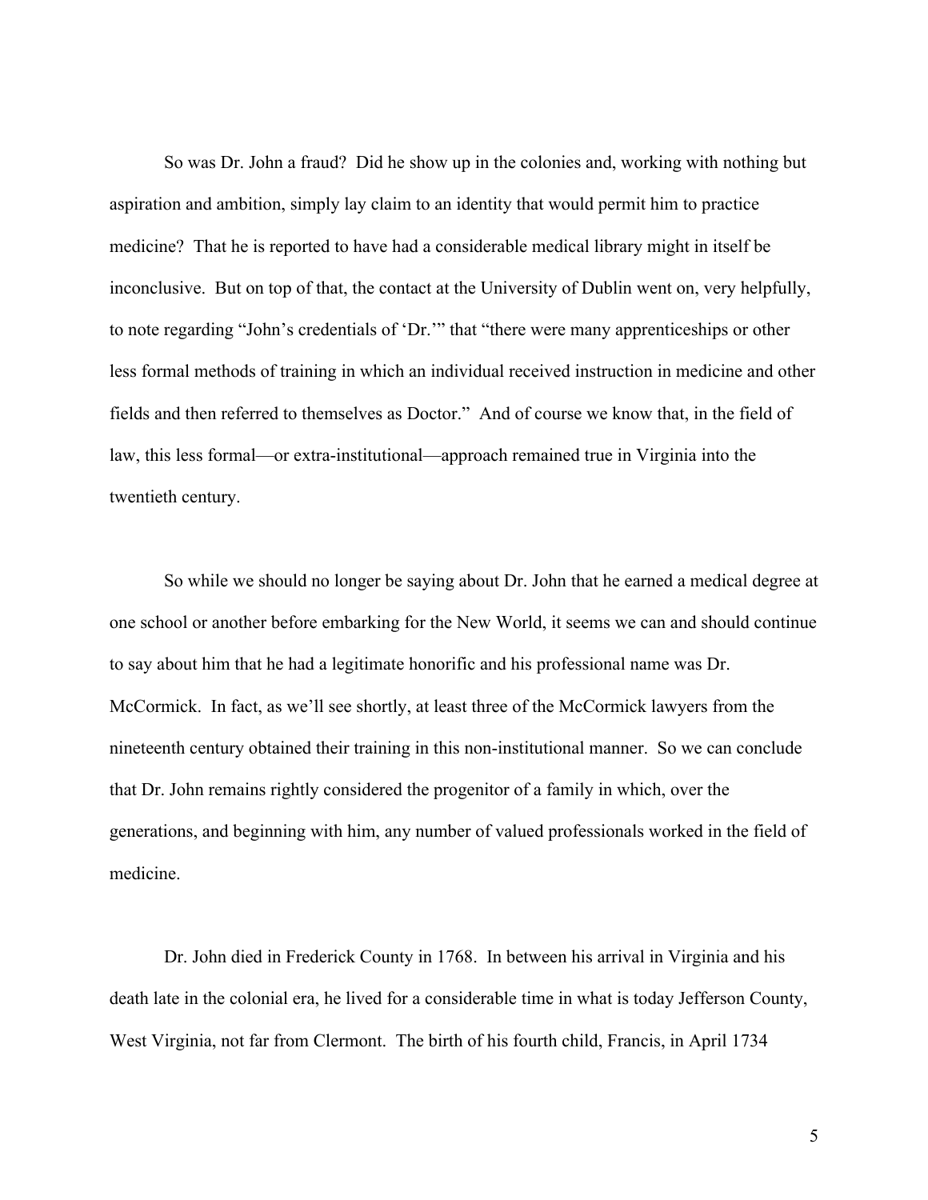So was Dr. John a fraud? Did he show up in the colonies and, working with nothing but aspiration and ambition, simply lay claim to an identity that would permit him to practice medicine? That he is reported to have had a considerable medical library might in itself be inconclusive. But on top of that, the contact at the University of Dublin went on, very helpfully, to note regarding "John's credentials of 'Dr.'" that "there were many apprenticeships or other less formal methods of training in which an individual received instruction in medicine and other fields and then referred to themselves as Doctor." And of course we know that, in the field of law, this less formal—or extra-institutional—approach remained true in Virginia into the twentieth century.

So while we should no longer be saying about Dr. John that he earned a medical degree at one school or another before embarking for the New World, it seems we can and should continue to say about him that he had a legitimate honorific and his professional name was Dr. McCormick. In fact, as we'll see shortly, at least three of the McCormick lawyers from the nineteenth century obtained their training in this non-institutional manner. So we can conclude that Dr. John remains rightly considered the progenitor of a family in which, over the generations, and beginning with him, any number of valued professionals worked in the field of medicine.

Dr. John died in Frederick County in 1768. In between his arrival in Virginia and his death late in the colonial era, he lived for a considerable time in what is today Jefferson County, West Virginia, not far from Clermont. The birth of his fourth child, Francis, in April 1734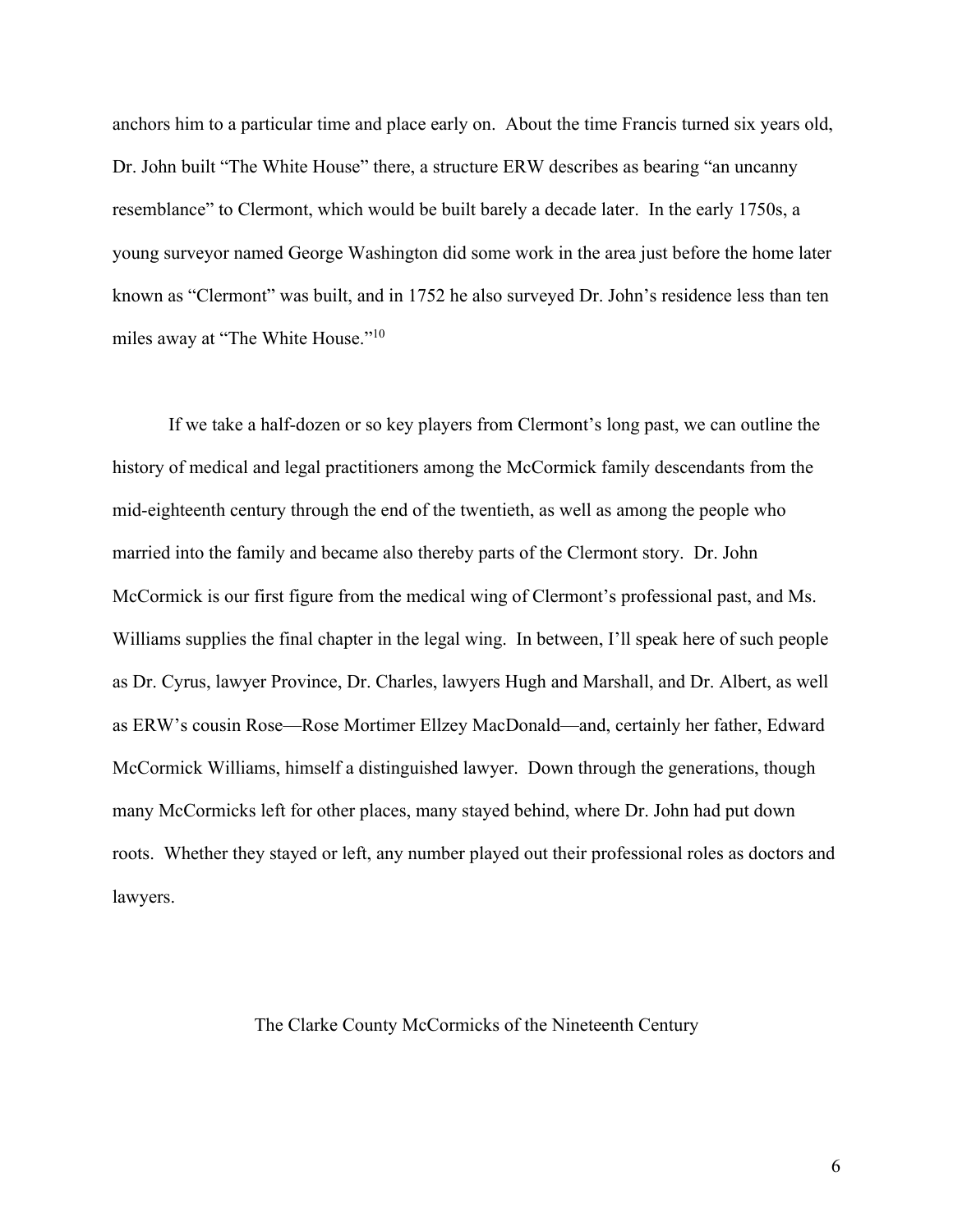anchors him to a particular time and place early on. About the time Francis turned six years old, Dr. John built "The White House" there, a structure ERW describes as bearing "an uncanny resemblance" to Clermont, which would be built barely a decade later. In the early 1750s, a young surveyor named George Washington did some work in the area just before the home later known as "Clermont" was built, and in 1752 he also surveyed Dr. John's residence less than ten miles away at "The White House."[10]

If we take a half-dozen or so key players from Clermont's long past, we can outline the history of medical and legal practitioners among the McCormick family descendants from the mid-eighteenth century through the end of the twentieth, as well as among the people who married into the family and became also thereby parts of the Clermont story. Dr. John McCormick is our first figure from the medical wing of Clermont's professional past, and Ms. Williams supplies the final chapter in the legal wing. In between, I'll speak here of such people as Dr. Cyrus, lawyer Province, Dr. Charles, lawyers Hugh and Marshall, and Dr. Albert, as well as ERW's cousin Rose—Rose Mortimer Ellzey MacDonald—and, certainly her father, Edward McCormick Williams, himself a distinguished lawyer. Down through the generations, though many McCormicks left for other places, many stayed behind, where Dr. John had put down roots. Whether they stayed or left, any number played out their professional roles as doctors and lawyers.

## The Clarke County McCormicks of the Nineteenth Century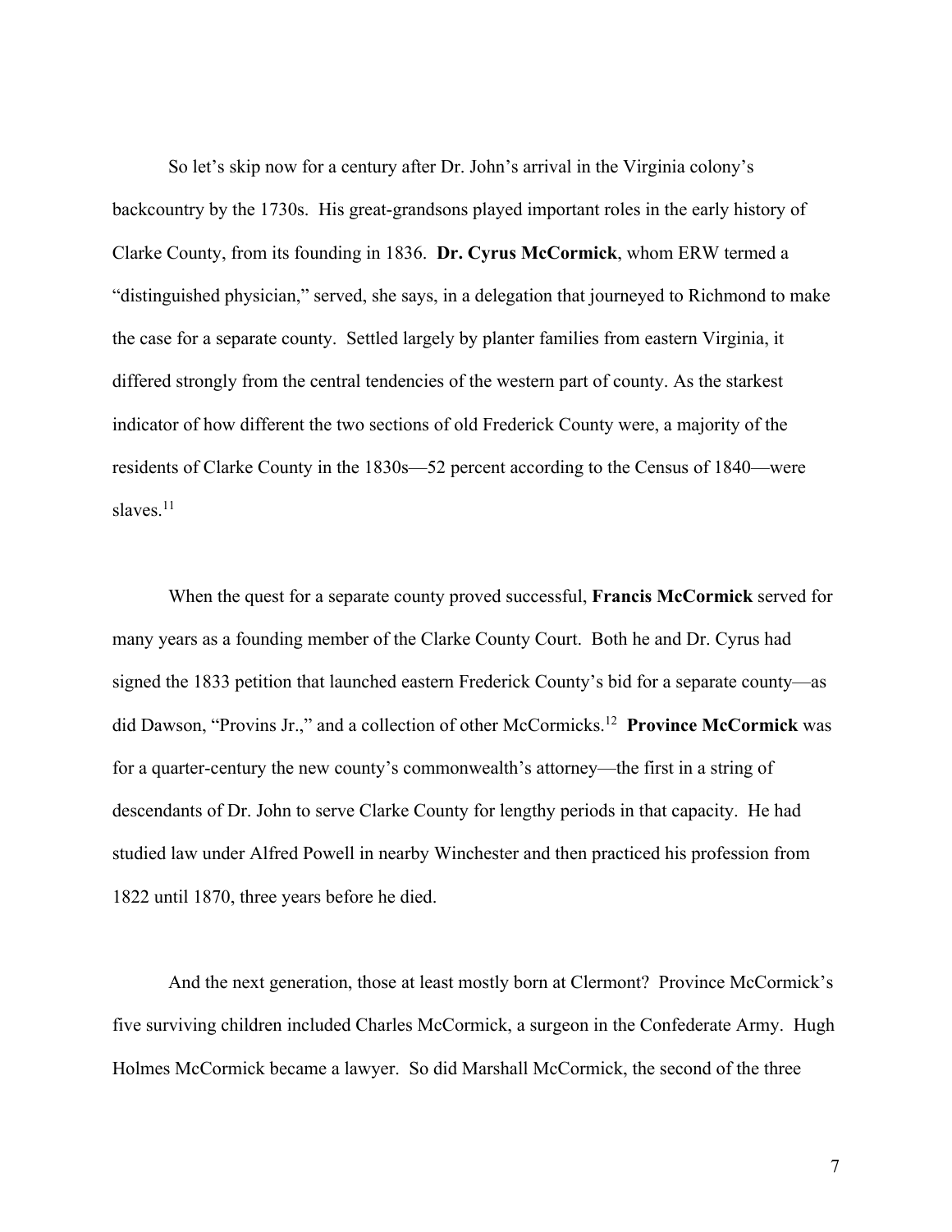So let's skip now for a century after Dr. John's arrival in the Virginia colony's backcountry by the 1730s. His great-grandsons played important roles in the early history of Clarke County, from its founding in 1836. **Dr. Cyrus McCormick**, whom ERW termed a "distinguished physician," served, she says, in a delegation that journeyed to Richmond to make the case for a separate county. Settled largely by planter families from eastern Virginia, it differed strongly from the central tendencies of the western part of county. As the starkest indicator of how different the two sections of old Frederick County were, a majority of the residents of Clarke County in the 1830s—52 percent according to the Census of 1840—were slaves.[11]

When the quest for a separate county proved successful, **Francis McCormick** served for many years as a founding member of the Clarke County Court. Both he and Dr. Cyrus had signed the 1833 petition that launched eastern Frederick County's bid for a separate county—as did Dawson, "Provins Jr.," and a collection of other McCormicks.[12] **Province McCormick** was for a quarter-century the new county's commonwealth's attorney—the first in a string of descendants of Dr. John to serve Clarke County for lengthy periods in that capacity. He had studied law under Alfred Powell in nearby Winchester and then practiced his profession from 1822 until 1870, three years before he died.

And the next generation, those at least mostly born at Clermont? Province McCormick's five surviving children included Charles McCormick, a surgeon in the Confederate Army. Hugh Holmes McCormick became a lawyer. So did Marshall McCormick, the second of the three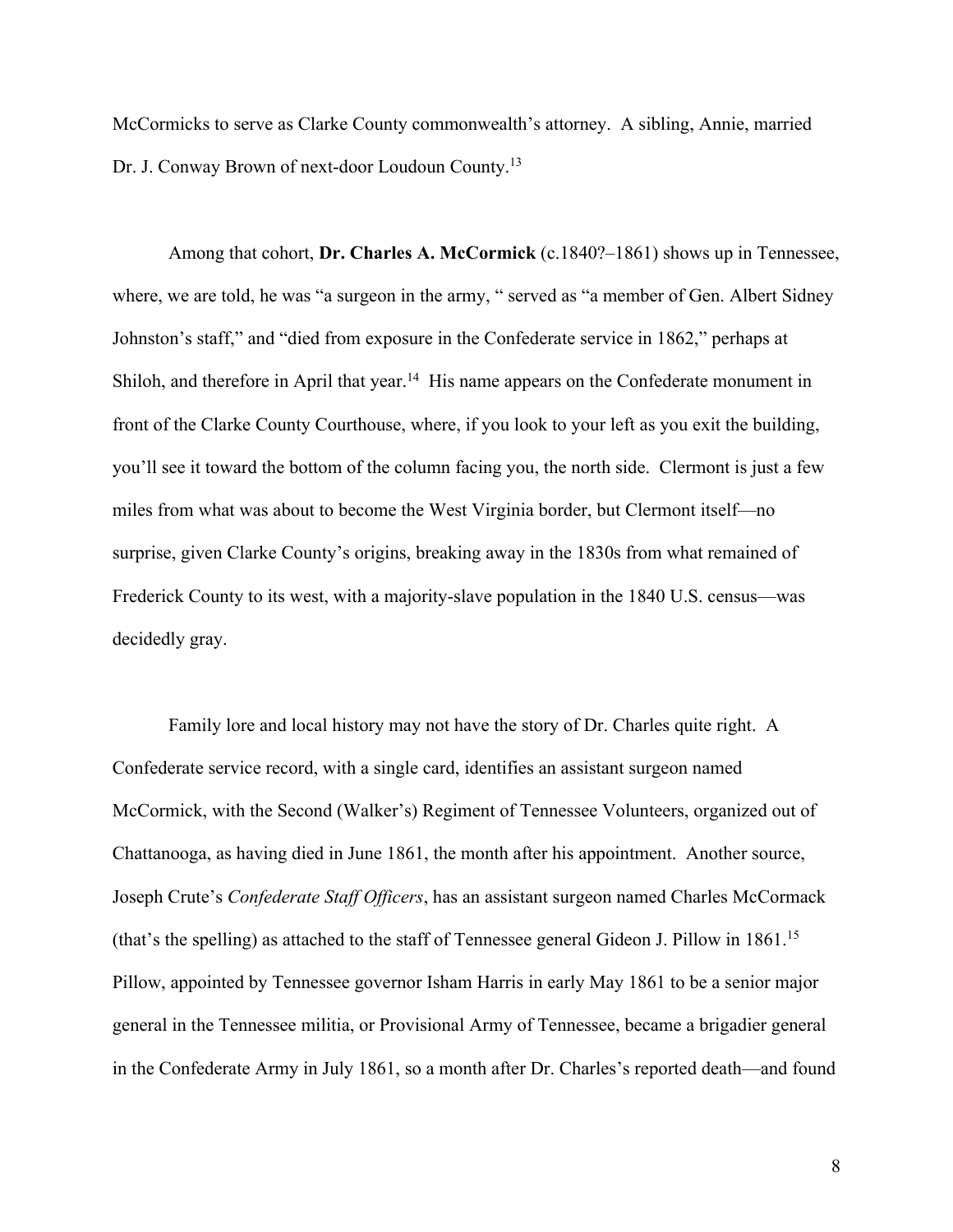McCormicks to serve as Clarke County commonwealth's attorney. A sibling, Annie, married Dr. J. Conway Brown of next-door Loudoun County.[13]

Among that cohort, **Dr. Charles A. McCormick** (c.1840?–1861) shows up in Tennessee, where, we are told, he was "a surgeon in the army, " served as "a member of Gen. Albert Sidney Johnston's staff," and "died from exposure in the Confederate service in 1862," perhaps at Shiloh, and therefore in April that year.[14] His name appears on the Confederate monument in front of the Clarke County Courthouse, where, if you look to your left as you exit the building, you'll see it toward the bottom of the column facing you, the north side. Clermont is just a few miles from what was about to become the West Virginia border, but Clermont itself—no surprise, given Clarke County's origins, breaking away in the 1830s from what remained of Frederick County to its west, with a majority-slave population in the 1840 U.S. census—was decidedly gray.

Family lore and local history may not have the story of Dr. Charles quite right. A Confederate service record, with a single card, identifies an assistant surgeon named McCormick, with the Second (Walker's) Regiment of Tennessee Volunteers, organized out of Chattanooga, as having died in June 1861, the month after his appointment. Another source, Joseph Crute's *Confederate Staff Officers*, has an assistant surgeon named Charles McCormack (that's the spelling) as attached to the staff of Tennessee general Gideon J. Pillow in 1861.[15] Pillow, appointed by Tennessee governor Isham Harris in early May 1861 to be a senior major general in the Tennessee militia, or Provisional Army of Tennessee, became a brigadier general in the Confederate Army in July 1861, so a month after Dr. Charles's reported death—and found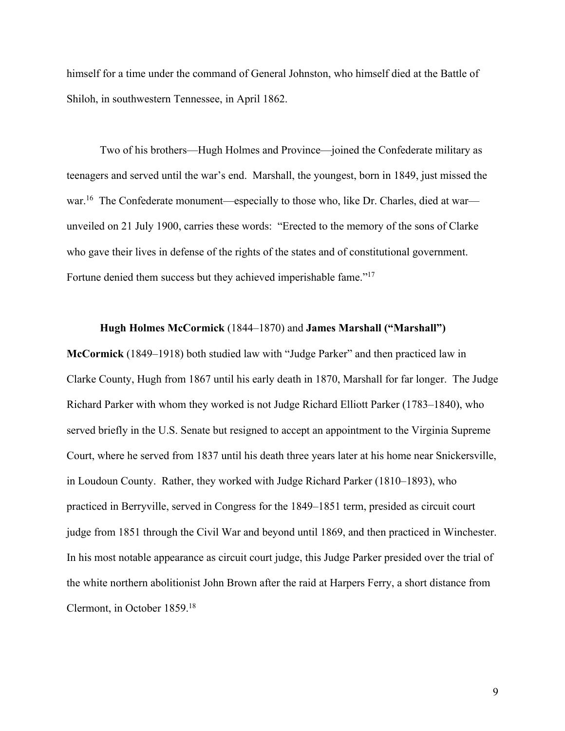himself for a time under the command of General Johnston, who himself died at the Battle of Shiloh, in southwestern Tennessee, in April 1862.

Two of his brothers—Hugh Holmes and Province—joined the Confederate military as teenagers and served until the war's end. Marshall, the youngest, born in 1849, just missed the war.[16] The Confederate monument—especially to those who, like Dr. Charles, died at war—unveiled on 21 July 1900, carries these words: "Erected to the memory of the sons of Clarke who gave their lives in defense of the rights of the states and of constitutional government. Fortune denied them success but they achieved imperishable fame."[17]

**Hugh Holmes McCormick** (1844–1870) and **James Marshall ("Marshall") McCormick** (1849–1918) both studied law with "Judge Parker" and then practiced law in Clarke County, Hugh from 1867 until his early death in 1870, Marshall for far longer. The Judge Richard Parker with whom they worked is not Judge Richard Elliott Parker (1783–1840), who served briefly in the U.S. Senate but resigned to accept an appointment to the Virginia Supreme Court, where he served from 1837 until his death three years later at his home near Snickersville, in Loudoun County. Rather, they worked with Judge Richard Parker (1810–1893), who practiced in Berryville, served in Congress for the 1849–1851 term, presided as circuit court judge from 1851 through the Civil War and beyond until 1869, and then practiced in Winchester. In his most notable appearance as circuit court judge, this Judge Parker presided over the trial of the white northern abolitionist John Brown after the raid at Harpers Ferry, a short distance from Clermont, in October 1859.[18]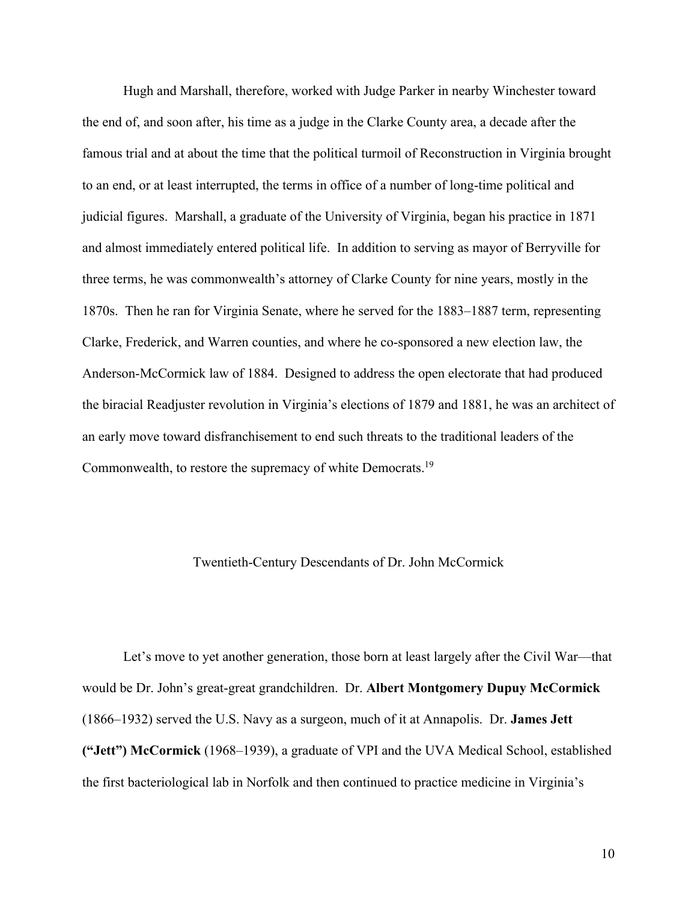Hugh and Marshall, therefore, worked with Judge Parker in nearby Winchester toward the end of, and soon after, his time as a judge in the Clarke County area, a decade after the famous trial and at about the time that the political turmoil of Reconstruction in Virginia brought to an end, or at least interrupted, the terms in office of a number of long-time political and judicial figures. Marshall, a graduate of the University of Virginia, began his practice in 1871 and almost immediately entered political life. In addition to serving as mayor of Berryville for three terms, he was commonwealth's attorney of Clarke County for nine years, mostly in the 1870s. Then he ran for Virginia Senate, where he served for the 1883–1887 term, representing Clarke, Frederick, and Warren counties, and where he co-sponsored a new election law, the Anderson-McCormick law of 1884. Designed to address the open electorate that had produced the biracial Readjuster revolution in Virginia's elections of 1879 and 1881, he was an architect of an early move toward disfranchisement to end such threats to the traditional leaders of the Commonwealth, to restore the supremacy of white Democrats.[19]

## Twentieth-Century Descendants of Dr. John McCormick

Let's move to yet another generation, those born at least largely after the Civil War—that would be Dr. John's great-great grandchildren. Dr. **Albert Montgomery Dupuy McCormick** (1866–1932) served the U.S. Navy as a surgeon, much of it at Annapolis. Dr. **James Jett ("Jett") McCormick** (1968–1939), a graduate of VPI and the UVA Medical School, established the first bacteriological lab in Norfolk and then continued to practice medicine in Virginia's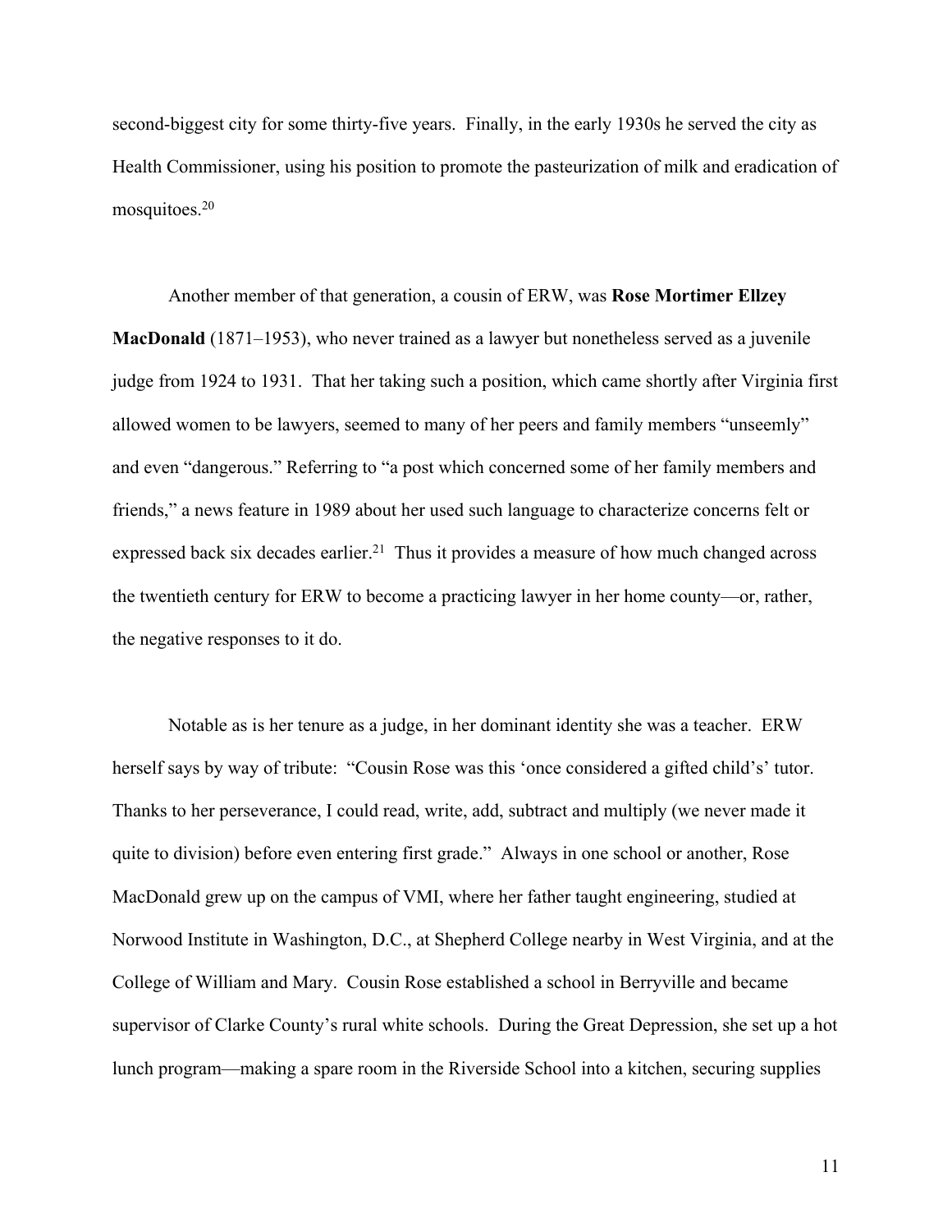second-biggest city for some thirty-five years. Finally, in the early 1930s he served the city as Health Commissioner, using his position to promote the pasteurization of milk and eradication of mosquitoes.[20]

Another member of that generation, a cousin of ERW, was **Rose Mortimer Ellzey MacDonald** (1871–1953), who never trained as a lawyer but nonetheless served as a juvenile judge from 1924 to 1931. That her taking such a position, which came shortly after Virginia first allowed women to be lawyers, seemed to many of her peers and family members "unseemly" and even "dangerous." Referring to "a post which concerned some of her family members and friends," a news feature in 1989 about her used such language to characterize concerns felt or expressed back six decades earlier.[21] Thus it provides a measure of how much changed across the twentieth century for ERW to become a practicing lawyer in her home county—or, rather, the negative responses to it do.

Notable as is her tenure as a judge, in her dominant identity she was a teacher. ERW herself says by way of tribute: "Cousin Rose was this 'once considered a gifted child's' tutor. Thanks to her perseverance, I could read, write, add, subtract and multiply (we never made it quite to division) before even entering first grade." Always in one school or another, Rose MacDonald grew up on the campus of VMI, where her father taught engineering, studied at Norwood Institute in Washington, D.C., at Shepherd College nearby in West Virginia, and at the College of William and Mary. Cousin Rose established a school in Berryville and became supervisor of Clarke County's rural white schools. During the Great Depression, she set up a hot lunch program—making a spare room in the Riverside School into a kitchen, securing supplies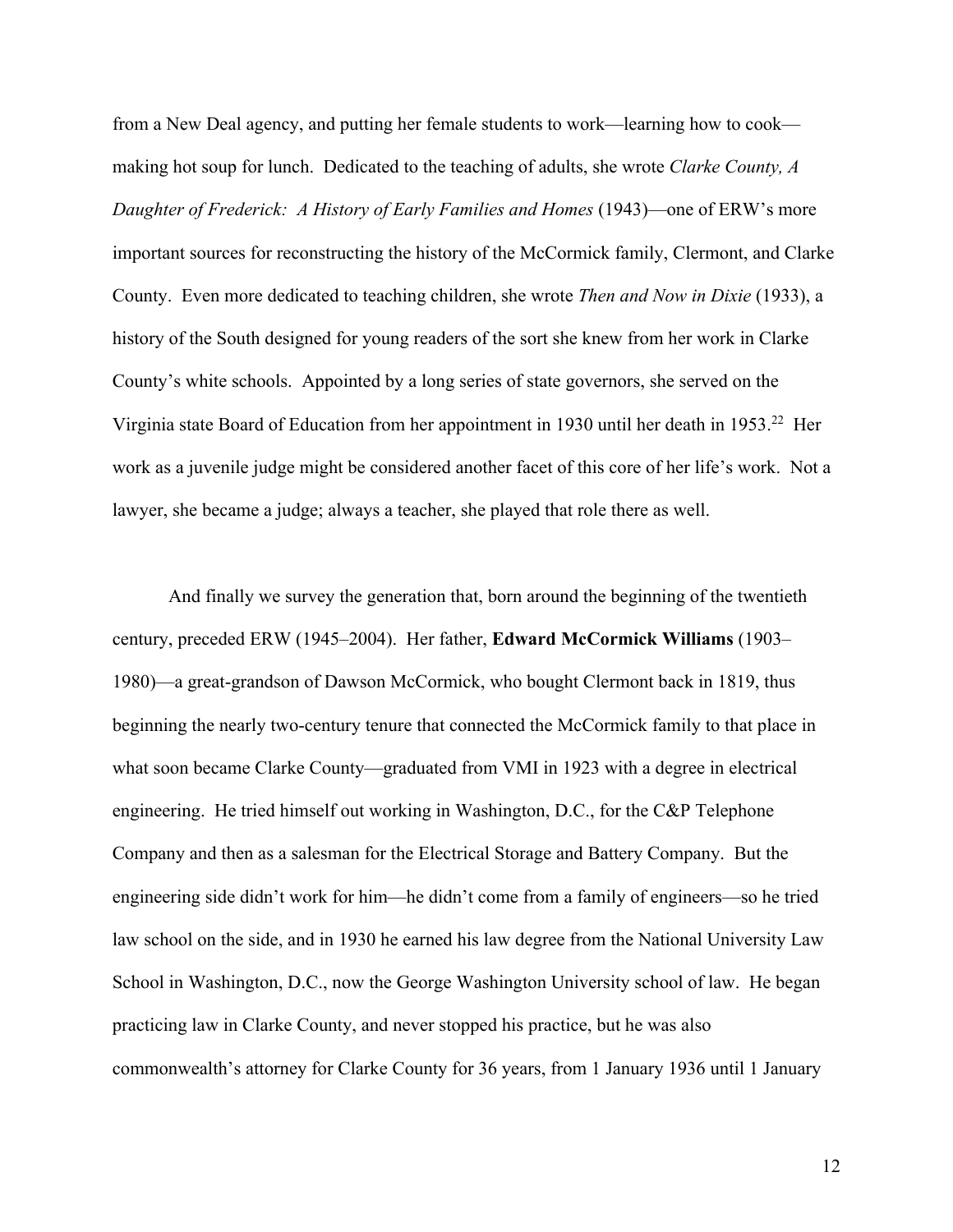from a New Deal agency, and putting her female students to work—learning how to cook—making hot soup for lunch. Dedicated to the teaching of adults, she wrote *Clarke County, A Daughter of Frederick: A History of Early Families and Homes* (1943)—one of ERW's more important sources for reconstructing the history of the McCormick family, Clermont, and Clarke County. Even more dedicated to teaching children, she wrote *Then and Now in Dixie* (1933), a history of the South designed for young readers of the sort she knew from her work in Clarke County's white schools. Appointed by a long series of state governors, she served on the Virginia state Board of Education from her appointment in 1930 until her death in 1953.[22] Her work as a juvenile judge might be considered another facet of this core of her life's work. Not a lawyer, she became a judge; always a teacher, she played that role there as well.

And finally we survey the generation that, born around the beginning of the twentieth century, preceded ERW (1945–2004). Her father, **Edward McCormick Williams** (1903–1980)—a great-grandson of Dawson McCormick, who bought Clermont back in 1819, thus beginning the nearly two-century tenure that connected the McCormick family to that place in what soon became Clarke County—graduated from VMI in 1923 with a degree in electrical engineering. He tried himself out working in Washington, D.C., for the C&P Telephone Company and then as a salesman for the Electrical Storage and Battery Company. But the engineering side didn't work for him—he didn't come from a family of engineers—so he tried law school on the side, and in 1930 he earned his law degree from the National University Law School in Washington, D.C., now the George Washington University school of law. He began practicing law in Clarke County, and never stopped his practice, but he was also commonwealth's attorney for Clarke County for 36 years, from 1 January 1936 until 1 January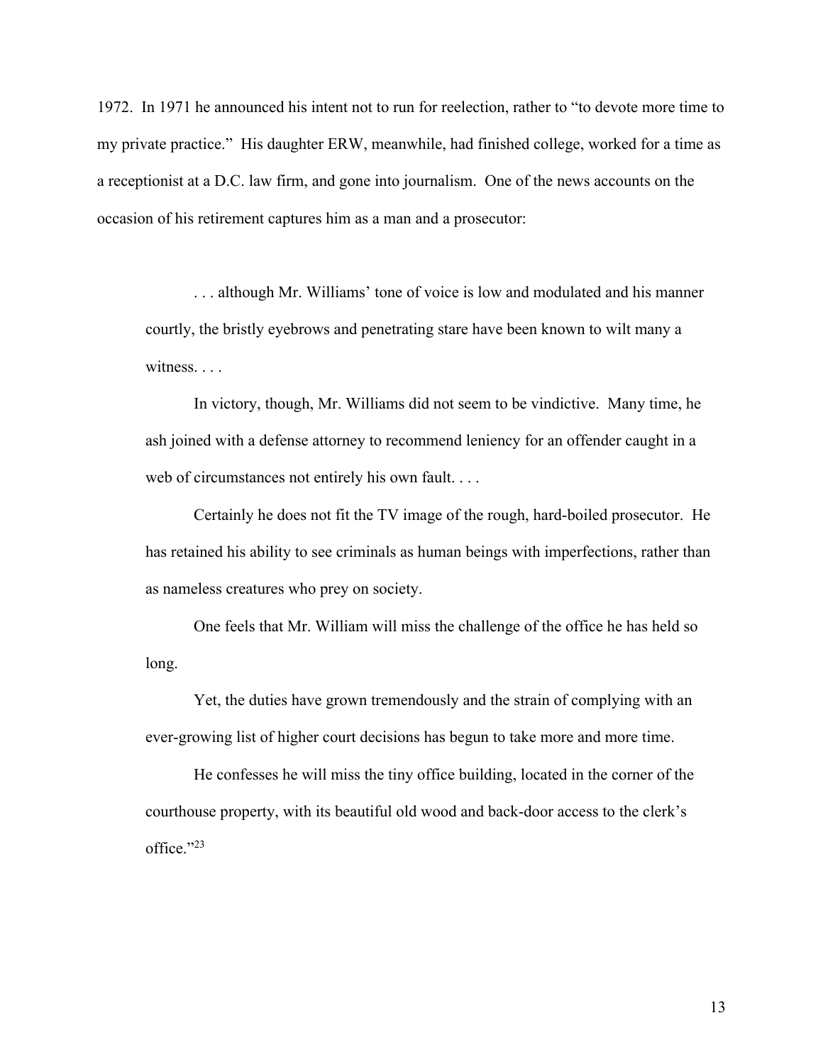1972. In 1971 he announced his intent not to run for reelection, rather to "to devote more time to my private practice." His daughter ERW, meanwhile, had finished college, worked for a time as a receptionist at a D.C. law firm, and gone into journalism. One of the news accounts on the occasion of his retirement captures him as a man and a prosecutor:

> . . . although Mr. Williams' tone of voice is low and modulated and his manner courtly, the bristly eyebrows and penetrating stare have been known to wilt many a witness. . . .
>
> In victory, though, Mr. Williams did not seem to be vindictive. Many time, he ash joined with a defense attorney to recommend leniency for an offender caught in a web of circumstances not entirely his own fault. . . .
>
> Certainly he does not fit the TV image of the rough, hard-boiled prosecutor. He has retained his ability to see criminals as human beings with imperfections, rather than as nameless creatures who prey on society.
>
> One feels that Mr. William will miss the challenge of the office he has held so long.
>
> Yet, the duties have grown tremendously and the strain of complying with an ever-growing list of higher court decisions has begun to take more and more time.
>
> He confesses he will miss the tiny office building, located in the corner of the courthouse property, with its beautiful old wood and back-door access to the clerk's office."[23]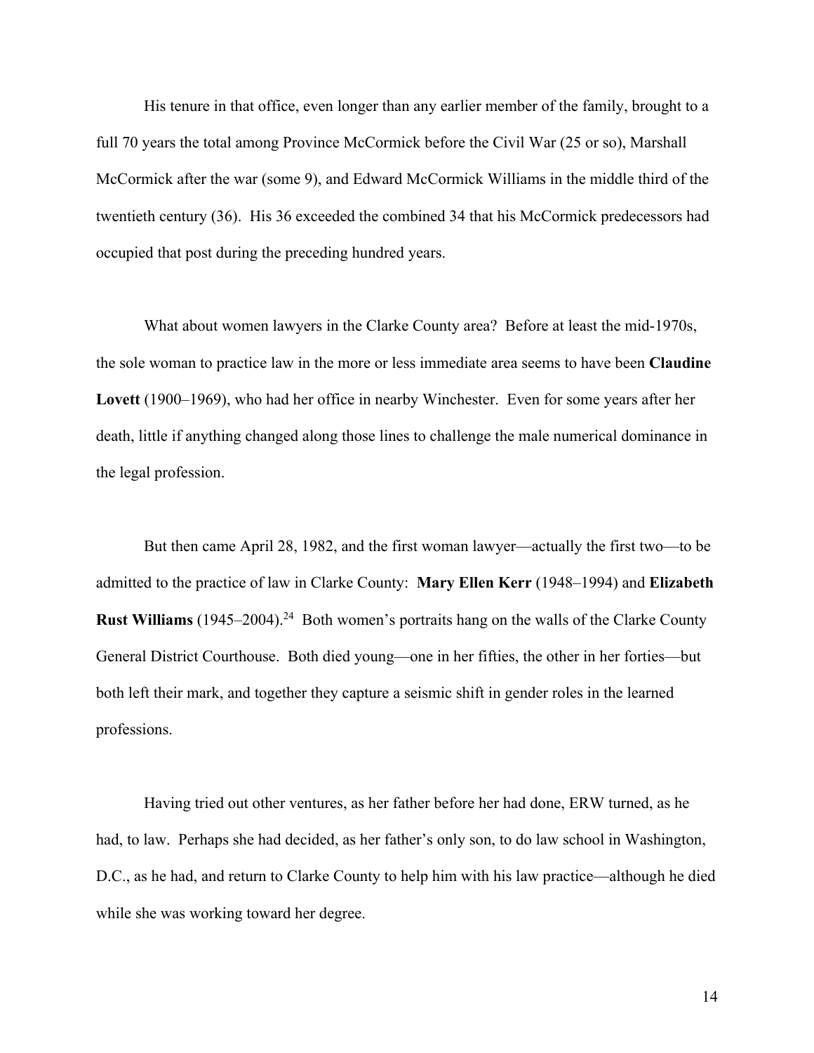His tenure in that office, even longer than any earlier member of the family, brought to a full 70 years the total among Province McCormick before the Civil War (25 or so), Marshall McCormick after the war (some 9), and Edward McCormick Williams in the middle third of the twentieth century (36). His 36 exceeded the combined 34 that his McCormick predecessors had occupied that post during the preceding hundred years.

What about women lawyers in the Clarke County area? Before at least the mid-1970s, the sole woman to practice law in the more or less immediate area seems to have been **Claudine Lovett** (1900–1969), who had her office in nearby Winchester. Even for some years after her death, little if anything changed along those lines to challenge the male numerical dominance in the legal profession.

But then came April 28, 1982, and the first woman lawyer—actually the first two—to be admitted to the practice of law in Clarke County: **Mary Ellen Kerr** (1948–1994) and **Elizabeth Rust Williams** (1945–2004).[24] Both women's portraits hang on the walls of the Clarke County General District Courthouse. Both died young—one in her fifties, the other in her forties—but both left their mark, and together they capture a seismic shift in gender roles in the learned professions.

Having tried out other ventures, as her father before her had done, ERW turned, as he had, to law. Perhaps she had decided, as her father's only son, to do law school in Washington, D.C., as he had, and return to Clarke County to help him with his law practice—although he died while she was working toward her degree.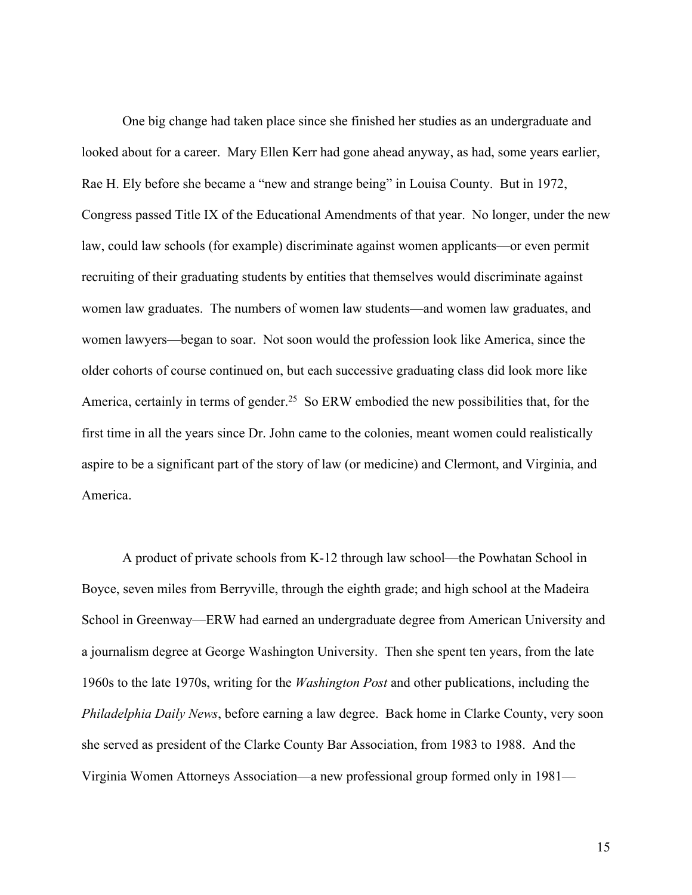One big change had taken place since she finished her studies as an undergraduate and looked about for a career. Mary Ellen Kerr had gone ahead anyway, as had, some years earlier, Rae H. Ely before she became a "new and strange being" in Louisa County. But in 1972, Congress passed Title IX of the Educational Amendments of that year. No longer, under the new law, could law schools (for example) discriminate against women applicants—or even permit recruiting of their graduating students by entities that themselves would discriminate against women law graduates. The numbers of women law students—and women law graduates, and women lawyers—began to soar. Not soon would the profession look like America, since the older cohorts of course continued on, but each successive graduating class did look more like America, certainly in terms of gender.[25] So ERW embodied the new possibilities that, for the first time in all the years since Dr. John came to the colonies, meant women could realistically aspire to be a significant part of the story of law (or medicine) and Clermont, and Virginia, and America.

A product of private schools from K-12 through law school—the Powhatan School in Boyce, seven miles from Berryville, through the eighth grade; and high school at the Madeira School in Greenway—ERW had earned an undergraduate degree from American University and a journalism degree at George Washington University. Then she spent ten years, from the late 1960s to the late 1970s, writing for the *Washington Post* and other publications, including the *Philadelphia Daily News*, before earning a law degree. Back home in Clarke County, very soon she served as president of the Clarke County Bar Association, from 1983 to 1988. And the Virginia Women Attorneys Association—a new professional group formed only in 1981—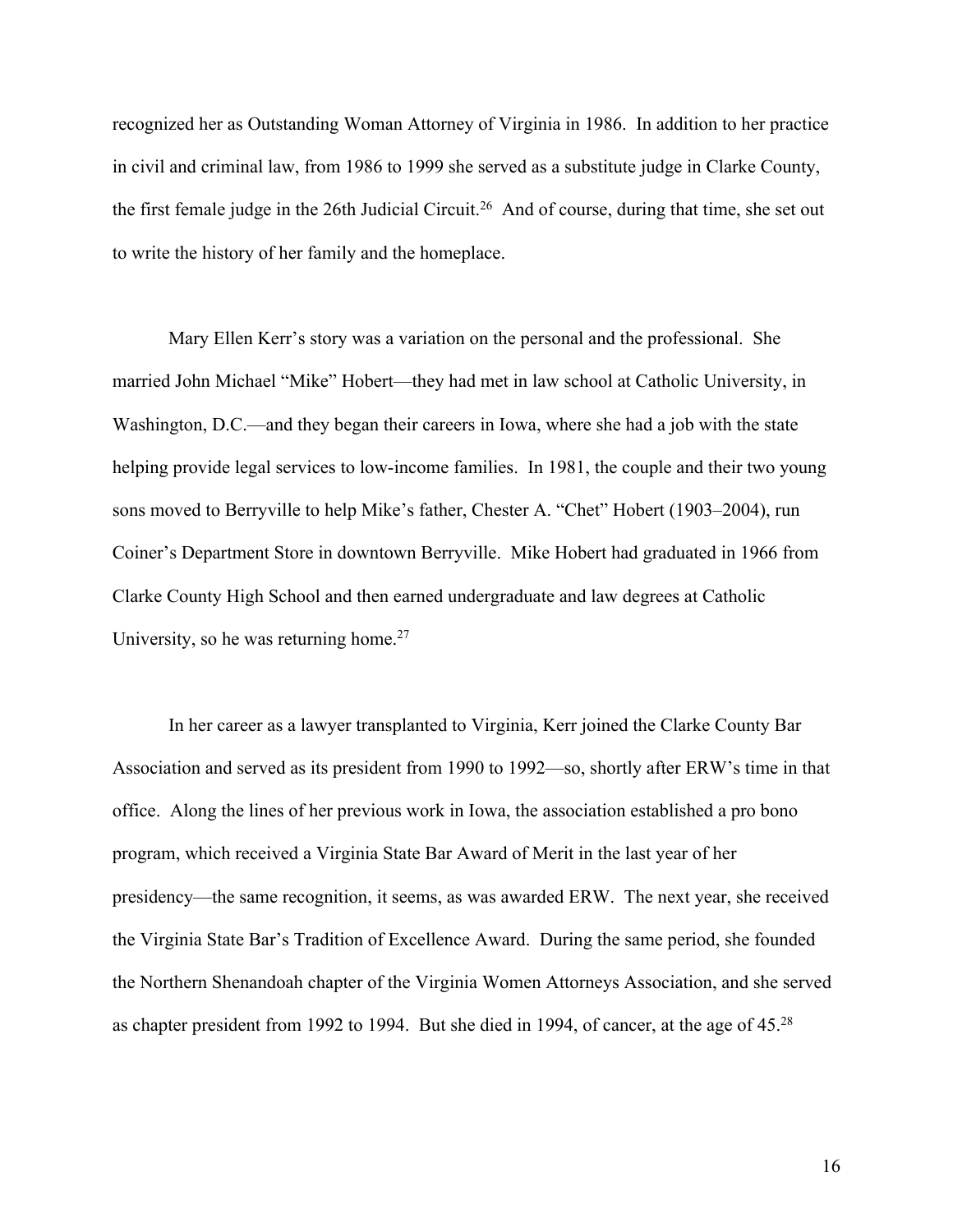recognized her as Outstanding Woman Attorney of Virginia in 1986. In addition to her practice in civil and criminal law, from 1986 to 1999 she served as a substitute judge in Clarke County, the first female judge in the 26th Judicial Circuit.[26] And of course, during that time, she set out to write the history of her family and the homeplace.

Mary Ellen Kerr's story was a variation on the personal and the professional. She married John Michael "Mike" Hobert—they had met in law school at Catholic University, in Washington, D.C.—and they began their careers in Iowa, where she had a job with the state helping provide legal services to low-income families. In 1981, the couple and their two young sons moved to Berryville to help Mike's father, Chester A. "Chet" Hobert (1903–2004), run Coiner's Department Store in downtown Berryville. Mike Hobert had graduated in 1966 from Clarke County High School and then earned undergraduate and law degrees at Catholic University, so he was returning home.[27]

In her career as a lawyer transplanted to Virginia, Kerr joined the Clarke County Bar Association and served as its president from 1990 to 1992—so, shortly after ERW's time in that office. Along the lines of her previous work in Iowa, the association established a pro bono program, which received a Virginia State Bar Award of Merit in the last year of her presidency—the same recognition, it seems, as was awarded ERW. The next year, she received the Virginia State Bar's Tradition of Excellence Award. During the same period, she founded the Northern Shenandoah chapter of the Virginia Women Attorneys Association, and she served as chapter president from 1992 to 1994. But she died in 1994, of cancer, at the age of 45.[28]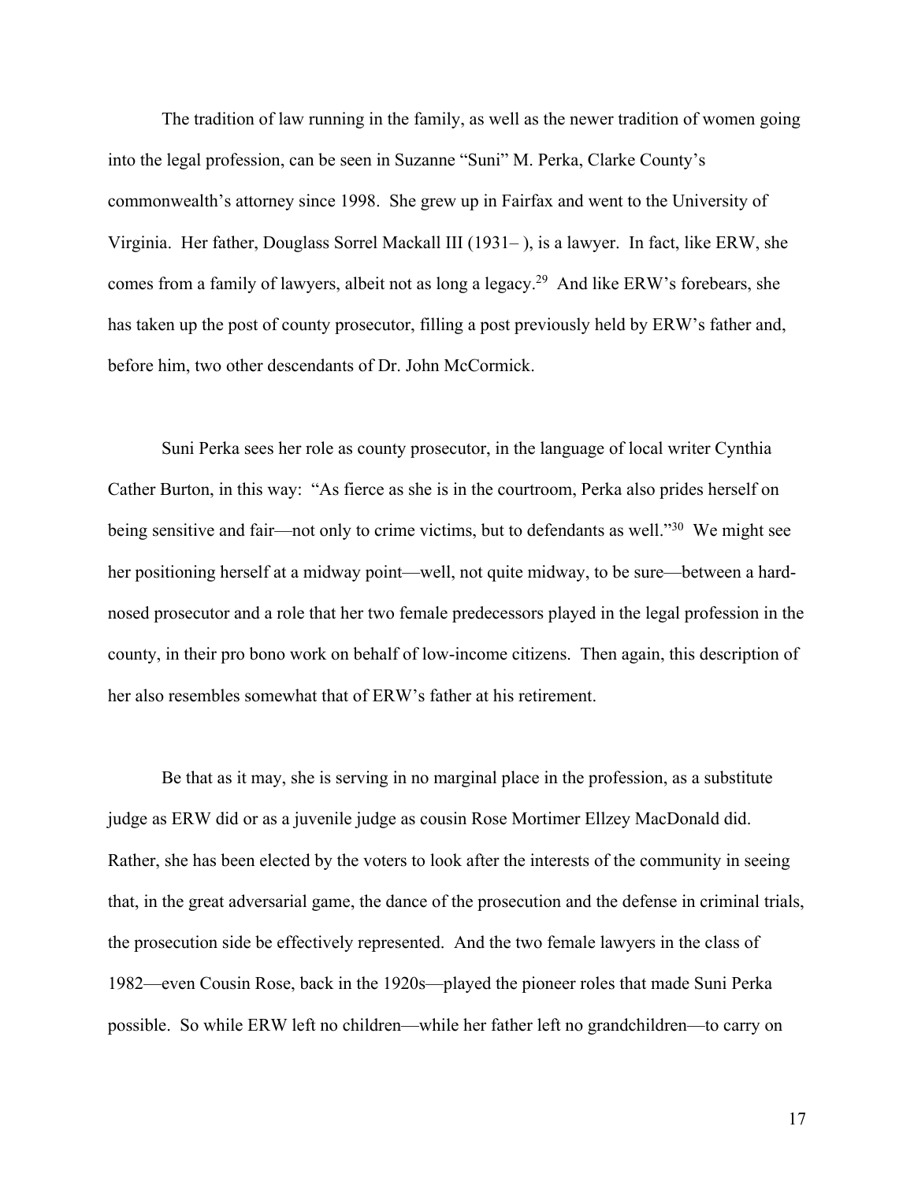The tradition of law running in the family, as well as the newer tradition of women going into the legal profession, can be seen in Suzanne "Suni" M. Perka, Clarke County's commonwealth's attorney since 1998. She grew up in Fairfax and went to the University of Virginia. Her father, Douglass Sorrel Mackall III (1931– ), is a lawyer. In fact, like ERW, she comes from a family of lawyers, albeit not as long a legacy.[29] And like ERW's forebears, she has taken up the post of county prosecutor, filling a post previously held by ERW's father and, before him, two other descendants of Dr. John McCormick.

Suni Perka sees her role as county prosecutor, in the language of local writer Cynthia Cather Burton, in this way: "As fierce as she is in the courtroom, Perka also prides herself on being sensitive and fair—not only to crime victims, but to defendants as well."[30] We might see her positioning herself at a midway point—well, not quite midway, to be sure—between a hard-nosed prosecutor and a role that her two female predecessors played in the legal profession in the county, in their pro bono work on behalf of low-income citizens. Then again, this description of her also resembles somewhat that of ERW's father at his retirement.

Be that as it may, she is serving in no marginal place in the profession, as a substitute judge as ERW did or as a juvenile judge as cousin Rose Mortimer Ellzey MacDonald did. Rather, she has been elected by the voters to look after the interests of the community in seeing that, in the great adversarial game, the dance of the prosecution and the defense in criminal trials, the prosecution side be effectively represented. And the two female lawyers in the class of 1982—even Cousin Rose, back in the 1920s—played the pioneer roles that made Suni Perka possible. So while ERW left no children—while her father left no grandchildren—to carry on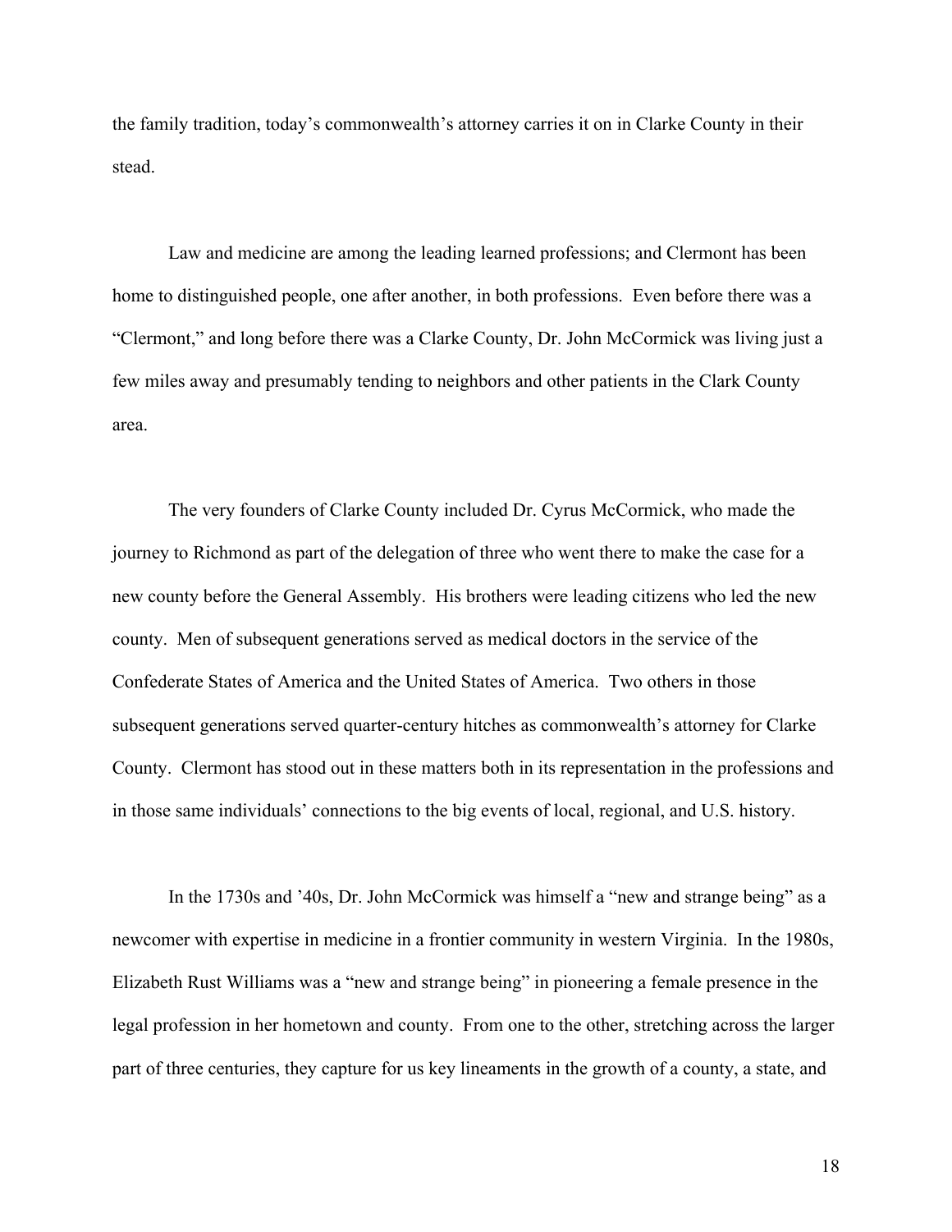the family tradition, today's commonwealth's attorney carries it on in Clarke County in their stead.

Law and medicine are among the leading learned professions; and Clermont has been home to distinguished people, one after another, in both professions. Even before there was a "Clermont," and long before there was a Clarke County, Dr. John McCormick was living just a few miles away and presumably tending to neighbors and other patients in the Clark County area.

The very founders of Clarke County included Dr. Cyrus McCormick, who made the journey to Richmond as part of the delegation of three who went there to make the case for a new county before the General Assembly. His brothers were leading citizens who led the new county. Men of subsequent generations served as medical doctors in the service of the Confederate States of America and the United States of America. Two others in those subsequent generations served quarter-century hitches as commonwealth's attorney for Clarke County. Clermont has stood out in these matters both in its representation in the professions and in those same individuals' connections to the big events of local, regional, and U.S. history.

In the 1730s and '40s, Dr. John McCormick was himself a "new and strange being" as a newcomer with expertise in medicine in a frontier community in western Virginia. In the 1980s, Elizabeth Rust Williams was a "new and strange being" in pioneering a female presence in the legal profession in her hometown and county. From one to the other, stretching across the larger part of three centuries, they capture for us key lineaments in the growth of a county, a state, and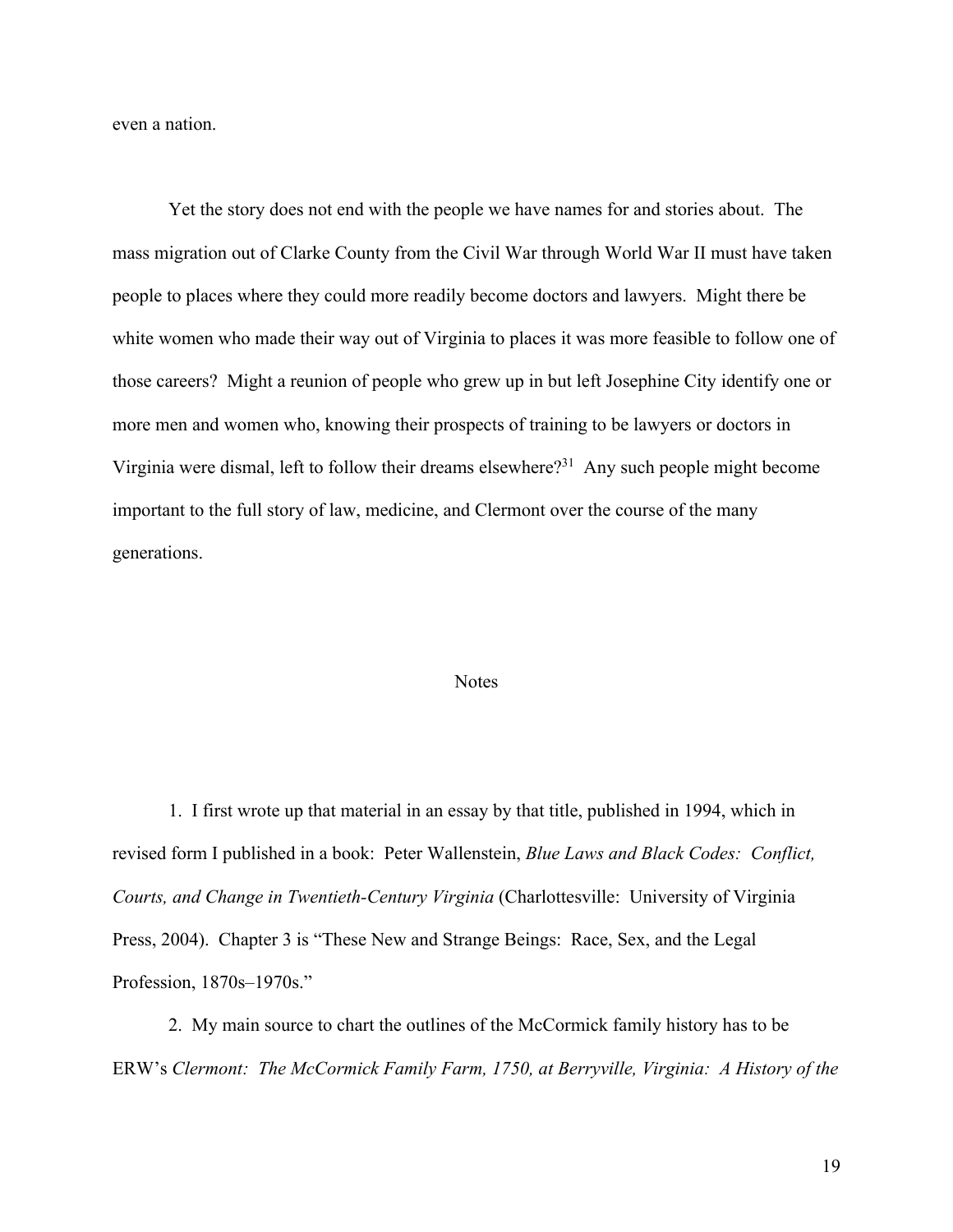even a nation.

Yet the story does not end with the people we have names for and stories about. The mass migration out of Clarke County from the Civil War through World War II must have taken people to places where they could more readily become doctors and lawyers. Might there be white women who made their way out of Virginia to places it was more feasible to follow one of those careers? Might a reunion of people who grew up in but left Josephine City identify one or more men and women who, knowing their prospects of training to be lawyers or doctors in Virginia were dismal, left to follow their dreams elsewhere?[31] Any such people might become important to the full story of law, medicine, and Clermont over the course of the many generations.

## Notes

1. I first wrote up that material in an essay by that title, published in 1994, which in revised form I published in a book: Peter Wallenstein, *Blue Laws and Black Codes: Conflict, Courts, and Change in Twentieth-Century Virginia* (Charlottesville: University of Virginia Press, 2004). Chapter 3 is "These New and Strange Beings: Race, Sex, and the Legal Profession, 1870s–1970s."

2. My main source to chart the outlines of the McCormick family history has to be ERW's *Clermont: The McCormick Family Farm, 1750, at Berryville, Virginia: A History of the*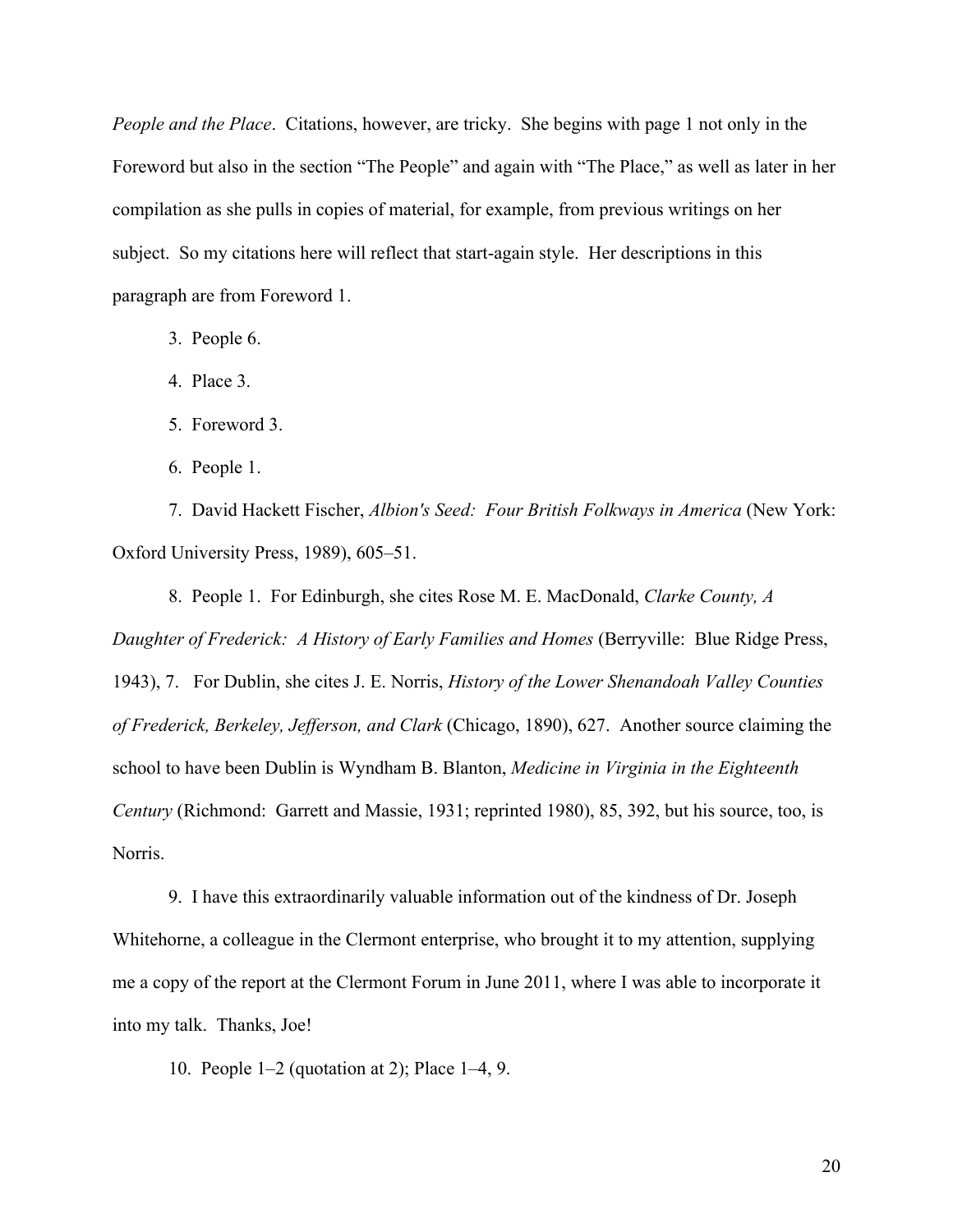*People and the Place*. Citations, however, are tricky. She begins with page 1 not only in the Foreword but also in the section "The People" and again with "The Place," as well as later in her compilation as she pulls in copies of material, for example, from previous writings on her subject. So my citations here will reflect that start-again style. Her descriptions in this paragraph are from Foreword 1.

3. People 6.

4. Place 3.

5. Foreword 3.

6. People 1.

7. David Hackett Fischer, *Albion's Seed: Four British Folkways in America* (New York: Oxford University Press, 1989), 605–51.

8. People 1. For Edinburgh, she cites Rose M. E. MacDonald, *Clarke County, A Daughter of Frederick: A History of Early Families and Homes* (Berryville: Blue Ridge Press, 1943), 7. For Dublin, she cites J. E. Norris, *History of the Lower Shenandoah Valley Counties of Frederick, Berkeley, Jefferson, and Clark* (Chicago, 1890), 627. Another source claiming the school to have been Dublin is Wyndham B. Blanton, *Medicine in Virginia in the Eighteenth Century* (Richmond: Garrett and Massie, 1931; reprinted 1980), 85, 392, but his source, too, is Norris.

9. I have this extraordinarily valuable information out of the kindness of Dr. Joseph Whitehorne, a colleague in the Clermont enterprise, who brought it to my attention, supplying me a copy of the report at the Clermont Forum in June 2011, where I was able to incorporate it into my talk. Thanks, Joe!

10. People 1–2 (quotation at 2); Place 1–4, 9.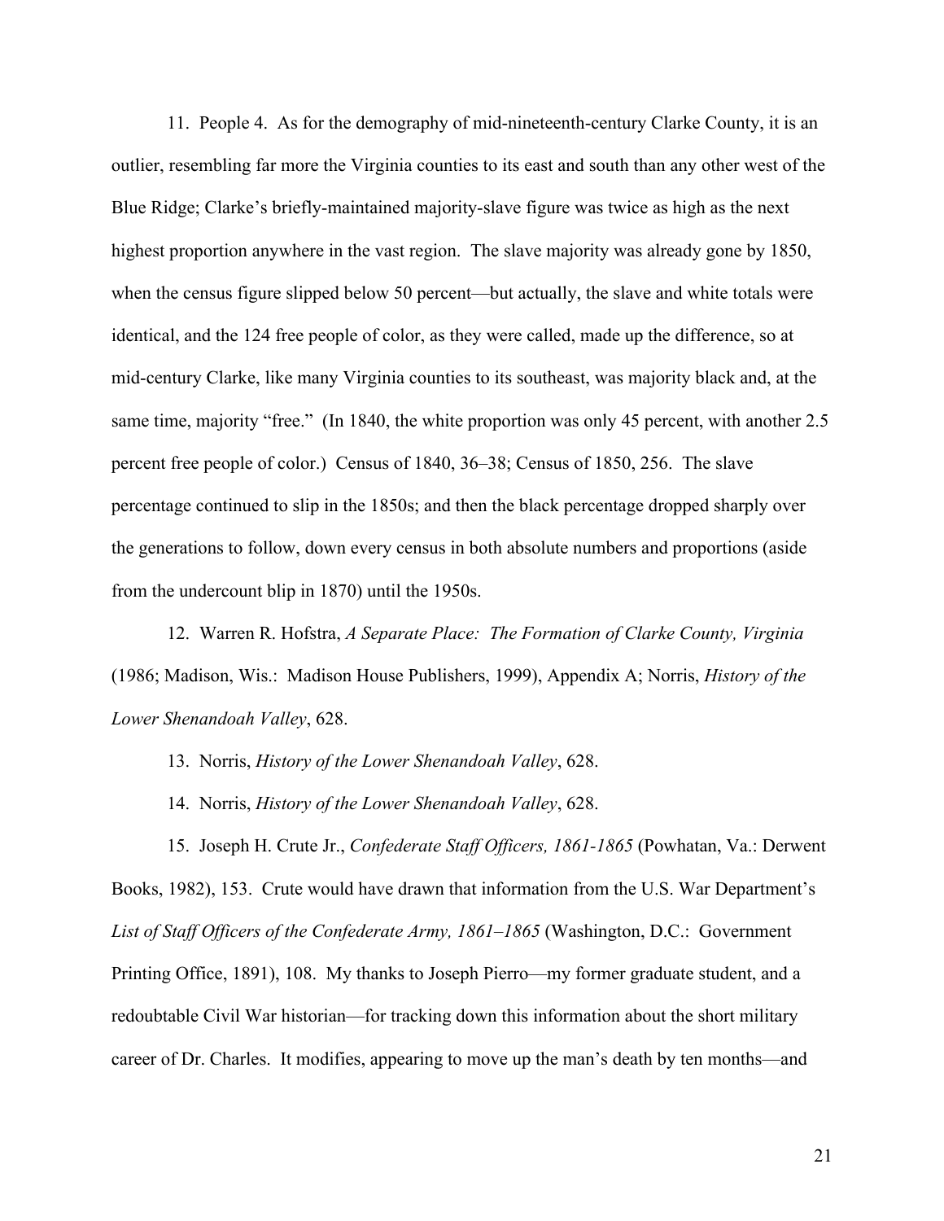11. People 4. As for the demography of mid-nineteenth-century Clarke County, it is an outlier, resembling far more the Virginia counties to its east and south than any other west of the Blue Ridge; Clarke's briefly-maintained majority-slave figure was twice as high as the next highest proportion anywhere in the vast region. The slave majority was already gone by 1850, when the census figure slipped below 50 percent—but actually, the slave and white totals were identical, and the 124 free people of color, as they were called, made up the difference, so at mid-century Clarke, like many Virginia counties to its southeast, was majority black and, at the same time, majority "free." (In 1840, the white proportion was only 45 percent, with another 2.5 percent free people of color.) Census of 1840, 36–38; Census of 1850, 256. The slave percentage continued to slip in the 1850s; and then the black percentage dropped sharply over the generations to follow, down every census in both absolute numbers and proportions (aside from the undercount blip in 1870) until the 1950s.

12. Warren R. Hofstra, *A Separate Place: The Formation of Clarke County, Virginia* (1986; Madison, Wis.: Madison House Publishers, 1999), Appendix A; Norris, *History of the Lower Shenandoah Valley*, 628.

13. Norris, *History of the Lower Shenandoah Valley*, 628.

14. Norris, *History of the Lower Shenandoah Valley*, 628.

15. Joseph H. Crute Jr., *Confederate Staff Officers, 1861-1865* (Powhatan, Va.: Derwent Books, 1982), 153. Crute would have drawn that information from the U.S. War Department's *List of Staff Officers of the Confederate Army, 1861–1865* (Washington, D.C.: Government Printing Office, 1891), 108. My thanks to Joseph Pierro—my former graduate student, and a redoubtable Civil War historian—for tracking down this information about the short military career of Dr. Charles. It modifies, appearing to move up the man's death by ten months—and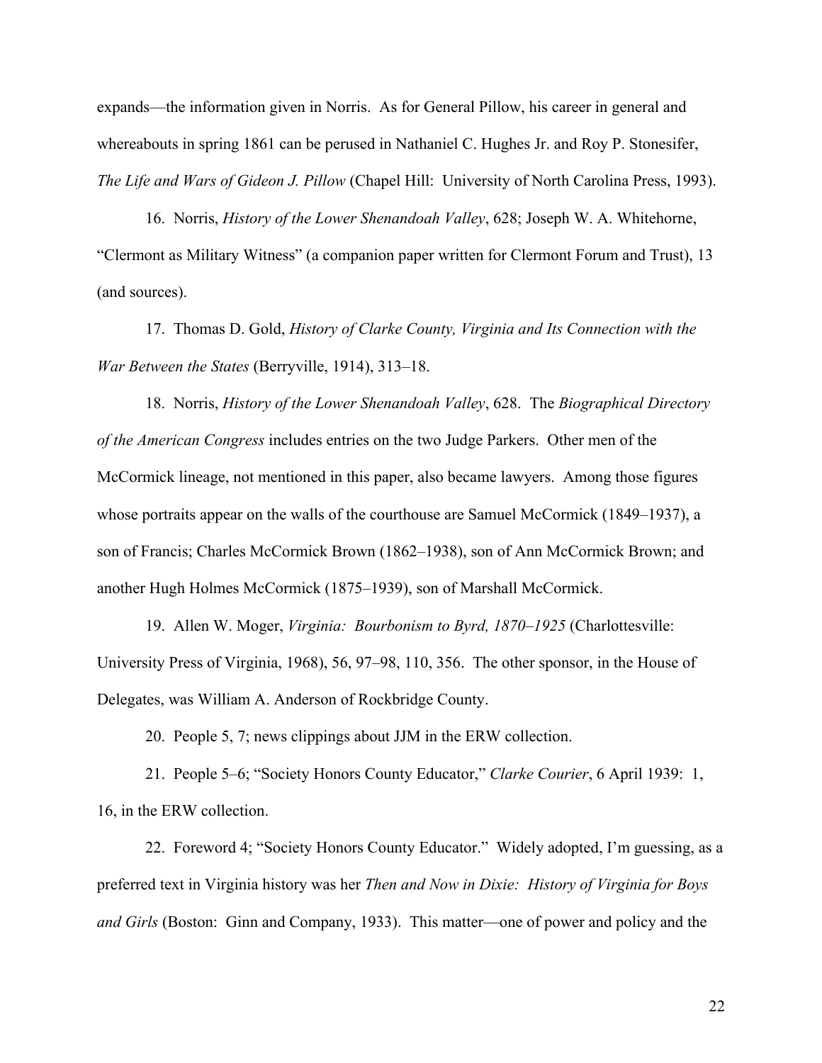expands—the information given in Norris. As for General Pillow, his career in general and whereabouts in spring 1861 can be perused in Nathaniel C. Hughes Jr. and Roy P. Stonesifer, *The Life and Wars of Gideon J. Pillow* (Chapel Hill: University of North Carolina Press, 1993).

16. Norris, *History of the Lower Shenandoah Valley*, 628; Joseph W. A. Whitehorne, "Clermont as Military Witness" (a companion paper written for Clermont Forum and Trust), 13 (and sources).

17. Thomas D. Gold, *History of Clarke County, Virginia and Its Connection with the War Between the States* (Berryville, 1914), 313–18.

18. Norris, *History of the Lower Shenandoah Valley*, 628. The *Biographical Directory of the American Congress* includes entries on the two Judge Parkers. Other men of the McCormick lineage, not mentioned in this paper, also became lawyers. Among those figures whose portraits appear on the walls of the courthouse are Samuel McCormick (1849–1937), a son of Francis; Charles McCormick Brown (1862–1938), son of Ann McCormick Brown; and another Hugh Holmes McCormick (1875–1939), son of Marshall McCormick.

19. Allen W. Moger, *Virginia: Bourbonism to Byrd, 1870–1925* (Charlottesville: University Press of Virginia, 1968), 56, 97–98, 110, 356. The other sponsor, in the House of Delegates, was William A. Anderson of Rockbridge County.

20. People 5, 7; news clippings about JJM in the ERW collection.

21. People 5–6; "Society Honors County Educator," *Clarke Courier*, 6 April 1939: 1, 16, in the ERW collection.

22. Foreword 4; "Society Honors County Educator." Widely adopted, I'm guessing, as a preferred text in Virginia history was her *Then and Now in Dixie: History of Virginia for Boys and Girls* (Boston: Ginn and Company, 1933). This matter—one of power and policy and the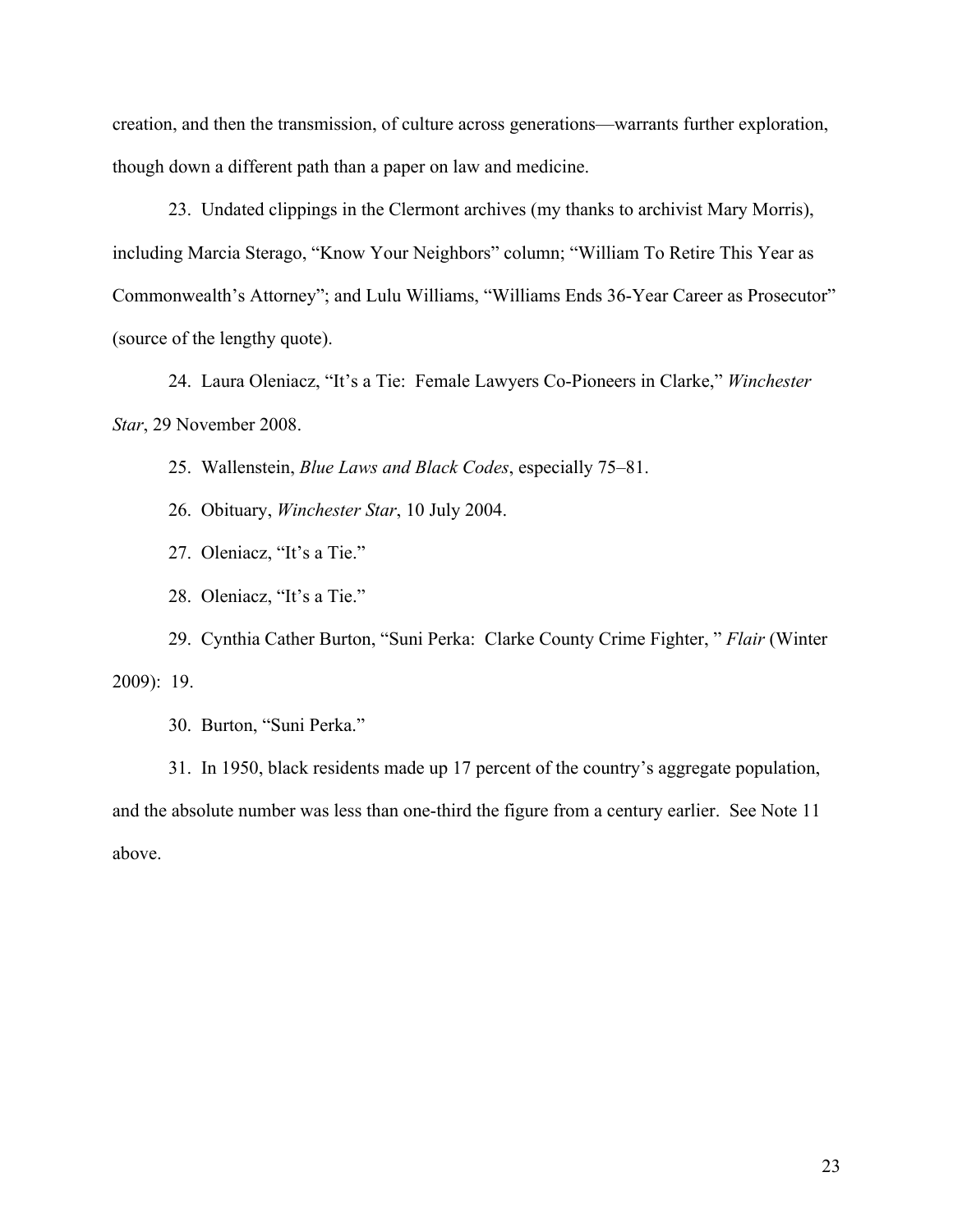creation, and then the transmission, of culture across generations—warrants further exploration, though down a different path than a paper on law and medicine.

23. Undated clippings in the Clermont archives (my thanks to archivist Mary Morris), including Marcia Sterago, "Know Your Neighbors" column; "William To Retire This Year as Commonwealth's Attorney"; and Lulu Williams, "Williams Ends 36-Year Career as Prosecutor" (source of the lengthy quote).

24. Laura Oleniacz, "It's a Tie: Female Lawyers Co-Pioneers in Clarke," *Winchester Star*, 29 November 2008.

25. Wallenstein, *Blue Laws and Black Codes*, especially 75–81.

26. Obituary, *Winchester Star*, 10 July 2004.

27. Oleniacz, "It's a Tie."

28. Oleniacz, "It's a Tie."

29. Cynthia Cather Burton, "Suni Perka: Clarke County Crime Fighter, " *Flair* (Winter 2009): 19.

30. Burton, "Suni Perka."

31. In 1950, black residents made up 17 percent of the country's aggregate population, and the absolute number was less than one-third the figure from a century earlier. See Note 11 above.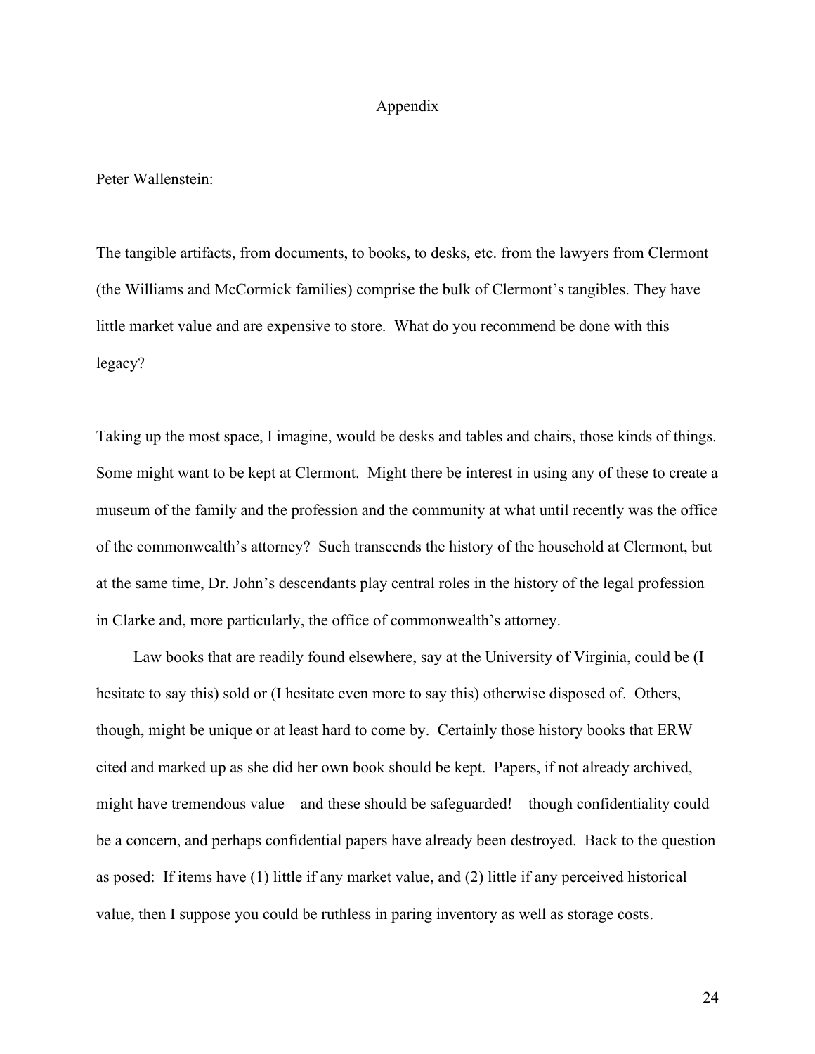# Appendix

Peter Wallenstein:

The tangible artifacts, from documents, to books, to desks, etc. from the lawyers from Clermont (the Williams and McCormick families) comprise the bulk of Clermont's tangibles. They have little market value and are expensive to store. What do you recommend be done with this legacy?

Taking up the most space, I imagine, would be desks and tables and chairs, those kinds of things. Some might want to be kept at Clermont. Might there be interest in using any of these to create a museum of the family and the profession and the community at what until recently was the office of the commonwealth's attorney? Such transcends the history of the household at Clermont, but at the same time, Dr. John's descendants play central roles in the history of the legal profession in Clarke and, more particularly, the office of commonwealth's attorney.

Law books that are readily found elsewhere, say at the University of Virginia, could be (I hesitate to say this) sold or (I hesitate even more to say this) otherwise disposed of. Others, though, might be unique or at least hard to come by. Certainly those history books that ERW cited and marked up as she did her own book should be kept. Papers, if not already archived, might have tremendous value—and these should be safeguarded!—though confidentiality could be a concern, and perhaps confidential papers have already been destroyed. Back to the question as posed: If items have (1) little if any market value, and (2) little if any perceived historical value, then I suppose you could be ruthless in paring inventory as well as storage costs.